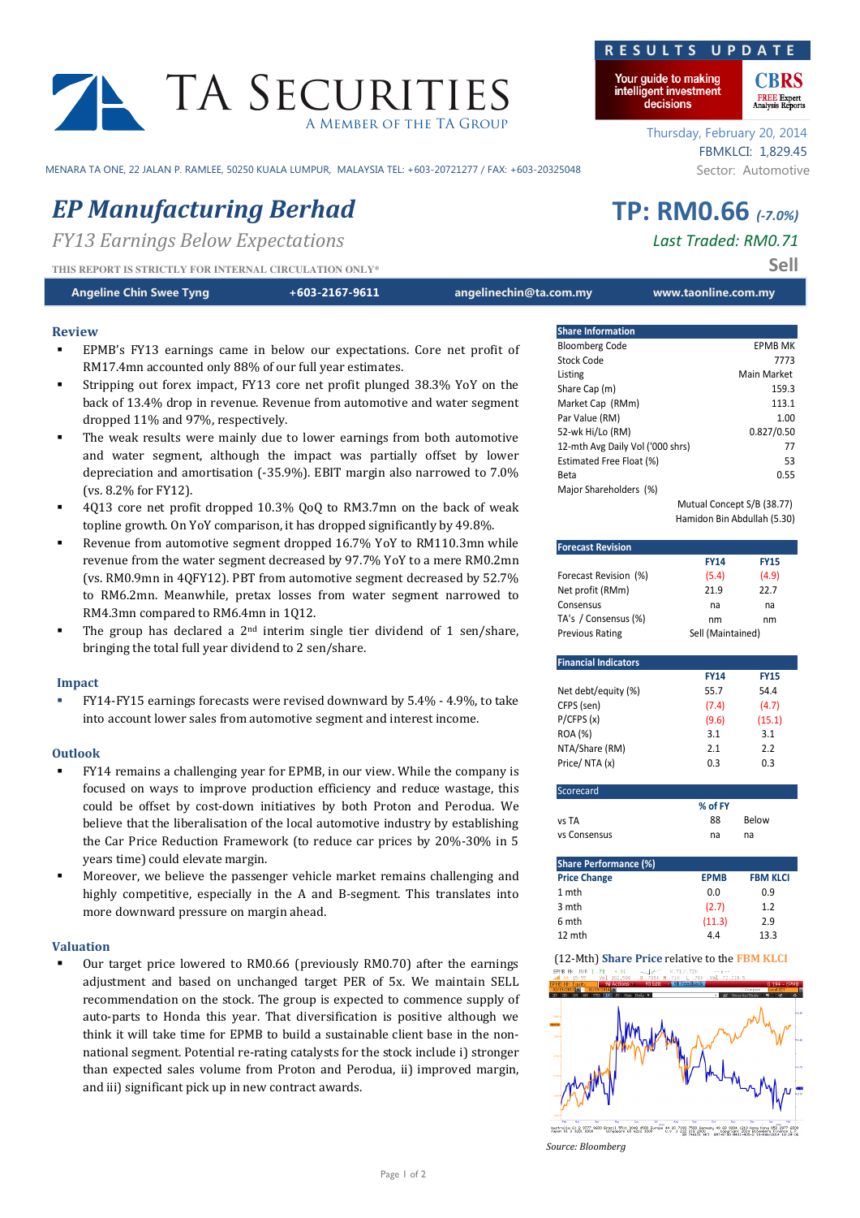# TA SECURITIES

A MEMBER OF THE TA GROUP

**RESULTS UPDATE**

Thursday, February 20, 2014
FBMKLCI: 1,829.45
Sector: Automotive

MENARA TA ONE, 22 JALAN P. RAMLEE, 50250 KUALA LUMPUR, MALAYSIA TEL: +603-20721277 / FAX: +603-20325048

## *EP Manufacturing Berhad*

*FY13 Earnings Below Expectations*

**TP: RM0.66** *(-7.0%)*

*Last Traded: RM0.71*

**Sell**

THIS REPORT IS STRICTLY FOR INTERNAL CIRCULATION ONLY*

| Angeline Chin Swee Tyng | +603-2167-9611 | angelinechin@ta.com.my | www.taonline.com.my |
|---|---|---|---|

### Review

- EPMB's FY13 earnings came in below our expectations. Core net profit of RM17.4mn accounted only 88% of our full year estimates.
- Stripping out forex impact, FY13 core net profit plunged 38.3% YoY on the back of 13.4% drop in revenue. Revenue from automotive and water segment dropped 11% and 97%, respectively.
- The weak results were mainly due to lower earnings from both automotive and water segment, although the impact was partially offset by lower depreciation and amortisation (-35.9%). EBIT margin also narrowed to 7.0% (vs. 8.2% for FY12).
- 4Q13 core net profit dropped 10.3% QoQ to RM3.7mn on the back of weak topline growth. On YoY comparison, it has dropped significantly by 49.8%.
- Revenue from automotive segment dropped 16.7% YoY to RM110.3mn while revenue from the water segment decreased by 97.7% YoY to a mere RM0.2mn (vs. RM0.9mn in 4QFY12). PBT from automotive segment decreased by 52.7% to RM6.2mn. Meanwhile, pretax losses from water segment narrowed to RM4.3mn compared to RM6.4mn in 1Q12.
- The group has declared a 2nd interim single tier dividend of 1 sen/share, bringing the total full year dividend to 2 sen/share.

### Impact

- FY14-FY15 earnings forecasts were revised downward by 5.4% - 4.9%, to take into account lower sales from automotive segment and interest income.

### Outlook

- FY14 remains a challenging year for EPMB, in our view. While the company is focused on ways to improve production efficiency and reduce wastage, this could be offset by cost-down initiatives by both Proton and Perodua. We believe that the liberalisation of the local automotive industry by establishing the Car Price Reduction Framework (to reduce car prices by 20%-30% in 5 years time) could elevate margin.
- Moreover, we believe the passenger vehicle market remains challenging and highly competitive, especially in the A and B-segment. This translates into more downward pressure on margin ahead.

### Valuation

- Our target price lowered to RM0.66 (previously RM0.70) after the earnings adjustment and based on unchanged target PER of 5x. We maintain SELL recommendation on the stock. The group is expected to commence supply of auto-parts to Honda this year. That diversification is positive although we think it will take time for EPMB to build a sustainable client base in the non-national segment. Potential re-rating catalysts for the stock include i) stronger than expected sales volume from Proton and Perodua, ii) improved margin, and iii) significant pick up in new contract awards.

| Share Information | |
|---|---|
| Bloomberg Code | EPMB MK |
| Stock Code | 7773 |
| Listing | Main Market |
| Share Cap (m) | 159.3 |
| Market Cap (RMm) | 113.1 |
| Par Value (RM) | 1.00 |
| 52-wk Hi/Lo (RM) | 0.827/0.50 |
| 12-mth Avg Daily Vol ('000 shrs) | 77 |
| Estimated Free Float (%) | 53 |
| Beta | 0.55 |
| Major Shareholders (%) | |
| | Mutual Concept S/B (38.77) |
| | Hamidon Bin Abdullah (5.30) |

| Forecast Revision | FY14 | FY15 |
|---|---|---|
| Forecast Revision (%) | (5.4) | (4.9) |
| Net profit (RMm) | 21.9 | 22.7 |
| Consensus | na | na |
| TA's / Consensus (%) | nm | nm |
| Previous Rating | Sell (Maintained) | |

| Financial Indicators | FY14 | FY15 |
|---|---|---|
| Net debt/equity (%) | 55.7 | 54.4 |
| CFPS (sen) | (7.4) | (4.7) |
| P/CFPS (x) | (9.6) | (15.1) |
| ROA (%) | 3.1 | 3.1 |
| NTA/Share (RM) | 2.1 | 2.2 |
| Price/ NTA (x) | 0.3 | 0.3 |

| Scorecard | % of FY | |
|---|---|---|
| vs TA | 88 | Below |
| vs Consensus | na | na |

| Share Performance (%) | | |
|---|---|---|
| Price Change | EPMB | FBM KLCI |
| 1 mth | 0.0 | 0.9 |
| 3 mth | (2.7) | 1.2 |
| 6 mth | (11.3) | 2.9 |
| 12 mth | 4.4 | 13.3 |

(12-Mth) Share Price relative to the FBM KLCI

Source: Bloomberg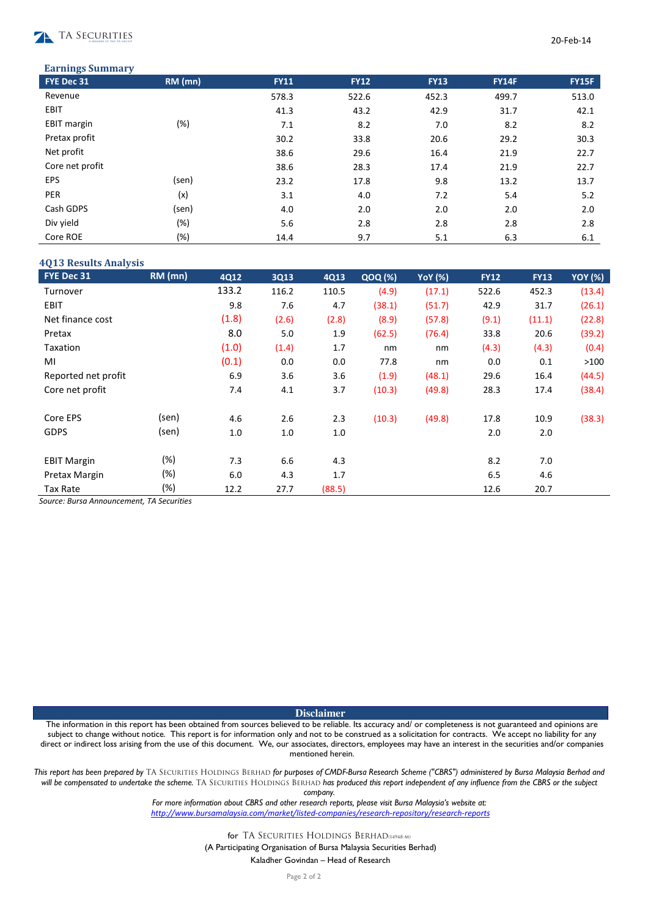## Earnings Summary

| FYE Dec 31 | RM (mn) | FY11 | FY12 | FY13 | FY14F | FY15F |
|---|---|---|---|---|---|---|
| Revenue | | 578.3 | 522.6 | 452.3 | 499.7 | 513.0 |
| EBIT | | 41.3 | 43.2 | 42.9 | 31.7 | 42.1 |
| EBIT margin | (%) | 7.1 | 8.2 | 7.0 | 8.2 | 8.2 |
| Pretax profit | | 30.2 | 33.8 | 20.6 | 29.2 | 30.3 |
| Net profit | | 38.6 | 29.6 | 16.4 | 21.9 | 22.7 |
| Core net profit | | 38.6 | 28.3 | 17.4 | 21.9 | 22.7 |
| EPS | (sen) | 23.2 | 17.8 | 9.8 | 13.2 | 13.7 |
| PER | (x) | 3.1 | 4.0 | 7.2 | 5.4 | 5.2 |
| Cash GDPS | (sen) | 4.0 | 2.0 | 2.0 | 2.0 | 2.0 |
| Div yield | (%) | 5.6 | 2.8 | 2.8 | 2.8 | 2.8 |
| Core ROE | (%) | 14.4 | 9.7 | 5.1 | 6.3 | 6.1 |

## 4Q13 Results Analysis

| FYE Dec 31 | RM (mn) | 4Q12 | 3Q13 | 4Q13 | QOQ (%) | YoY (%) | FY12 | FY13 | YOY (%) |
|---|---|---|---|---|---|---|---|---|---|
| Turnover | | 133.2 | 116.2 | 110.5 | (4.9) | (17.1) | 522.6 | 452.3 | (13.4) |
| EBIT | | 9.8 | 7.6 | 4.7 | (38.1) | (51.7) | 42.9 | 31.7 | (26.1) |
| Net finance cost | | (1.8) | (2.6) | (2.8) | (8.9) | (57.8) | (9.1) | (11.1) | (22.8) |
| Pretax | | 8.0 | 5.0 | 1.9 | (62.5) | (76.4) | 33.8 | 20.6 | (39.2) |
| Taxation | | (1.0) | (1.4) | 1.7 | nm | nm | (4.3) | (4.3) | (0.4) |
| MI | | (0.1) | 0.0 | 0.0 | 77.8 | nm | 0.0 | 0.1 | >100 |
| Reported net profit | | 6.9 | 3.6 | 3.6 | (1.9) | (48.1) | 29.6 | 16.4 | (44.5) |
| Core net profit | | 7.4 | 4.1 | 3.7 | (10.3) | (49.8) | 28.3 | 17.4 | (38.4) |
| | | | | | | | | | |
| Core EPS | (sen) | 4.6 | 2.6 | 2.3 | (10.3) | (49.8) | 17.8 | 10.9 | (38.3) |
| GDPS | (sen) | 1.0 | 1.0 | 1.0 | | | 2.0 | 2.0 | |
| | | | | | | | | | |
| EBIT Margin | (%) | 7.3 | 6.6 | 4.3 | | | 8.2 | 7.0 | |
| Pretax Margin | (%) | 6.0 | 4.3 | 1.7 | | | 6.5 | 4.6 | |
| Tax Rate | (%) | 12.2 | 27.7 | (88.5) | | | 12.6 | 20.7 | |

*Source: Bursa Announcement, TA Securities*

### Disclaimer

The information in this report has been obtained from sources believed to be reliable. Its accuracy and/ or completeness is not guaranteed and opinions are subject to change without notice. This report is for information only and not to be construed as a solicitation for contracts. We accept no liability for any direct or indirect loss arising from the use of this document. We, our associates, directors, employees may have an interest in the securities and/or companies mentioned herein.

*This report has been prepared by* TA SECURITIES HOLDINGS BERHAD *for purposes of CMDF-Bursa Research Scheme ("CBRS") administered by Bursa Malaysia Berhad and will be compensated to undertake the scheme.* TA SECURITIES HOLDINGS BERHAD *has produced this report independent of any influence from the CBRS or the subject company.*

*For more information about CBRS and other research reports, please visit Bursa Malaysia's website at:*
*http://www.bursamalaysia.com/market/listed-companies/research-repository/research-reports*

for TA SECURITIES HOLDINGS BERHAD(14948-M)
(A Participating Organisation of Bursa Malaysia Securities Berhad)
Kaladher Govindan – Head of Research